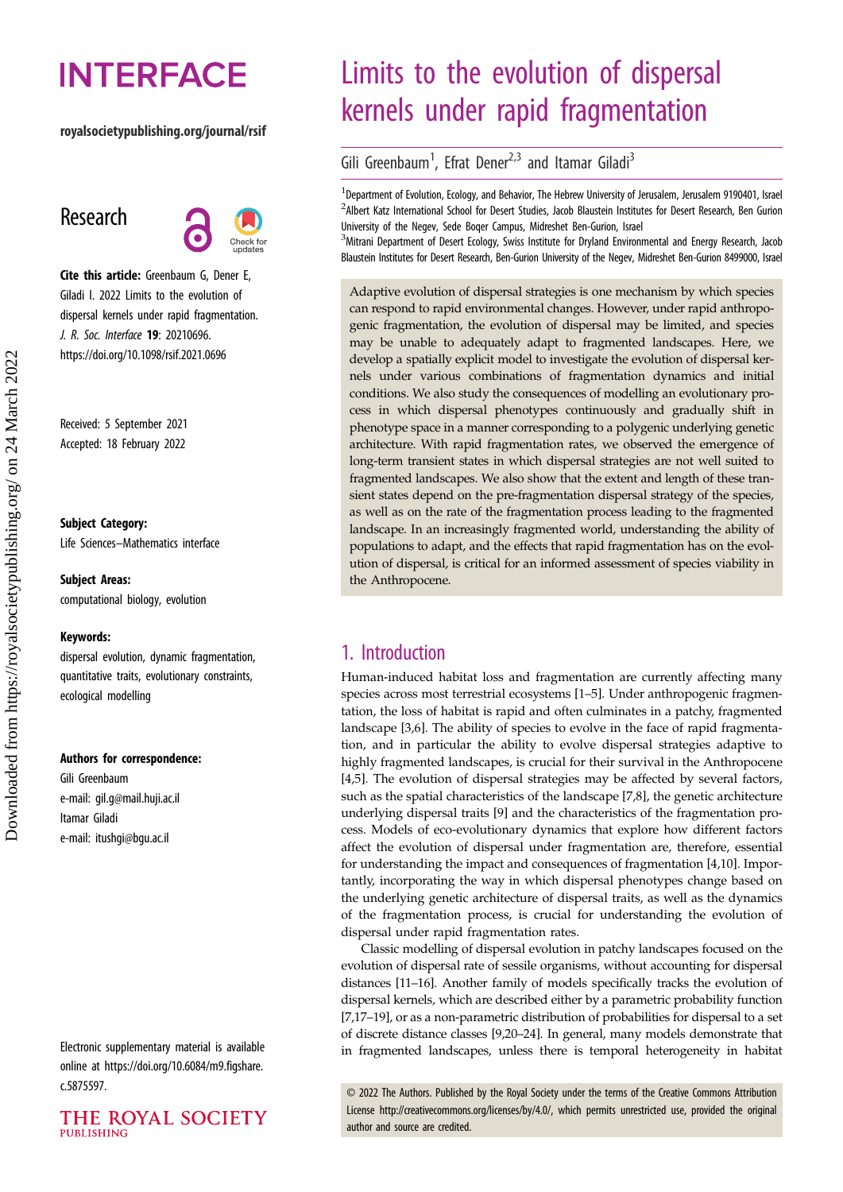# Limits to the evolution of dispersal kernels under rapid fragmentation

Gili Greenbaum[1], Efrat Dener[2,3] and Itamar Giladi[3]

[1]Department of Evolution, Ecology, and Behavior, The Hebrew University of Jerusalem, Jerusalem 9190401, Israel
[2]Albert Katz International School for Desert Studies, Jacob Blaustein Institutes for Desert Research, Ben Gurion University of the Negev, Sede Boqer Campus, Midreshet Ben-Gurion, Israel
[3]Mitrani Department of Desert Ecology, Swiss Institute for Dryland Environmental and Energy Research, Jacob Blaustein Institutes for Desert Research, Ben-Gurion University of the Negev, Midreshet Ben-Gurion 8499000, Israel

royalsocietypublishing.org/journal/rsif

Research

**Cite this article:** Greenbaum G, Dener E, Giladi I. 2022 Limits to the evolution of dispersal kernels under rapid fragmentation. *J. R. Soc. Interface* **19**: 20210696. https://doi.org/10.1098/rsif.2021.0696

Received: 5 September 2021
Accepted: 18 February 2022

**Subject Category:**
Life Sciences–Mathematics interface

**Subject Areas:**
computational biology, evolution

**Keywords:**
dispersal evolution, dynamic fragmentation, quantitative traits, evolutionary constraints, ecological modelling

**Authors for correspondence:**
Gili Greenbaum
e-mail: gil.g@mail.huji.ac.il
Itamar Giladi
e-mail: itushgi@bgu.ac.il

Electronic supplementary material is available online at https://doi.org/10.6084/m9.figshare.c.5875597.

Adaptive evolution of dispersal strategies is one mechanism by which species can respond to rapid environmental changes. However, under rapid anthropogenic fragmentation, the evolution of dispersal may be limited, and species may be unable to adequately adapt to fragmented landscapes. Here, we develop a spatially explicit model to investigate the evolution of dispersal kernels under various combinations of fragmentation dynamics and initial conditions. We also study the consequences of modelling an evolutionary process in which dispersal phenotypes continuously and gradually shift in phenotype space in a manner corresponding to a polygenic underlying genetic architecture. With rapid fragmentation rates, we observed the emergence of long-term transient states in which dispersal strategies are not well suited to fragmented landscapes. We also show that the extent and length of these transient states depend on the pre-fragmentation dispersal strategy of the species, as well as on the rate of the fragmentation process leading to the fragmented landscape. In an increasingly fragmented world, understanding the ability of populations to adapt, and the effects that rapid fragmentation has on the evolution of dispersal, is critical for an informed assessment of species viability in the Anthropocene.

## 1. Introduction

Human-induced habitat loss and fragmentation are currently affecting many species across most terrestrial ecosystems [1–5]. Under anthropogenic fragmentation, the loss of habitat is rapid and often culminates in a patchy, fragmented landscape [3,6]. The ability of species to evolve in the face of rapid fragmentation, and in particular the ability to evolve dispersal strategies adaptive to highly fragmented landscapes, is crucial for their survival in the Anthropocene [4,5]. The evolution of dispersal strategies may be affected by several factors, such as the spatial characteristics of the landscape [7,8], the genetic architecture underlying dispersal traits [9] and the characteristics of the fragmentation process. Models of eco-evolutionary dynamics that explore how different factors affect the evolution of dispersal under fragmentation are, therefore, essential for understanding the impact and consequences of fragmentation [4,10]. Importantly, incorporating the way in which dispersal phenotypes change based on the underlying genetic architecture of dispersal traits, as well as the dynamics of the fragmentation process, is crucial for understanding the evolution of dispersal under rapid fragmentation rates.

Classic modelling of dispersal evolution in patchy landscapes focused on the evolution of dispersal rate of sessile organisms, without accounting for dispersal distances [11–16]. Another family of models specifically tracks the evolution of dispersal kernels, which are described either by a parametric probability function [7,17–19], or as a non-parametric distribution of probabilities for dispersal to a set of discrete distance classes [9,20–24]. In general, many models demonstrate that in fragmented landscapes, unless there is temporal heterogeneity in habitat

© 2022 The Authors. Published by the Royal Society under the terms of the Creative Commons Attribution License http://creativecommons.org/licenses/by/4.0/, which permits unrestricted use, provided the original author and source are credited.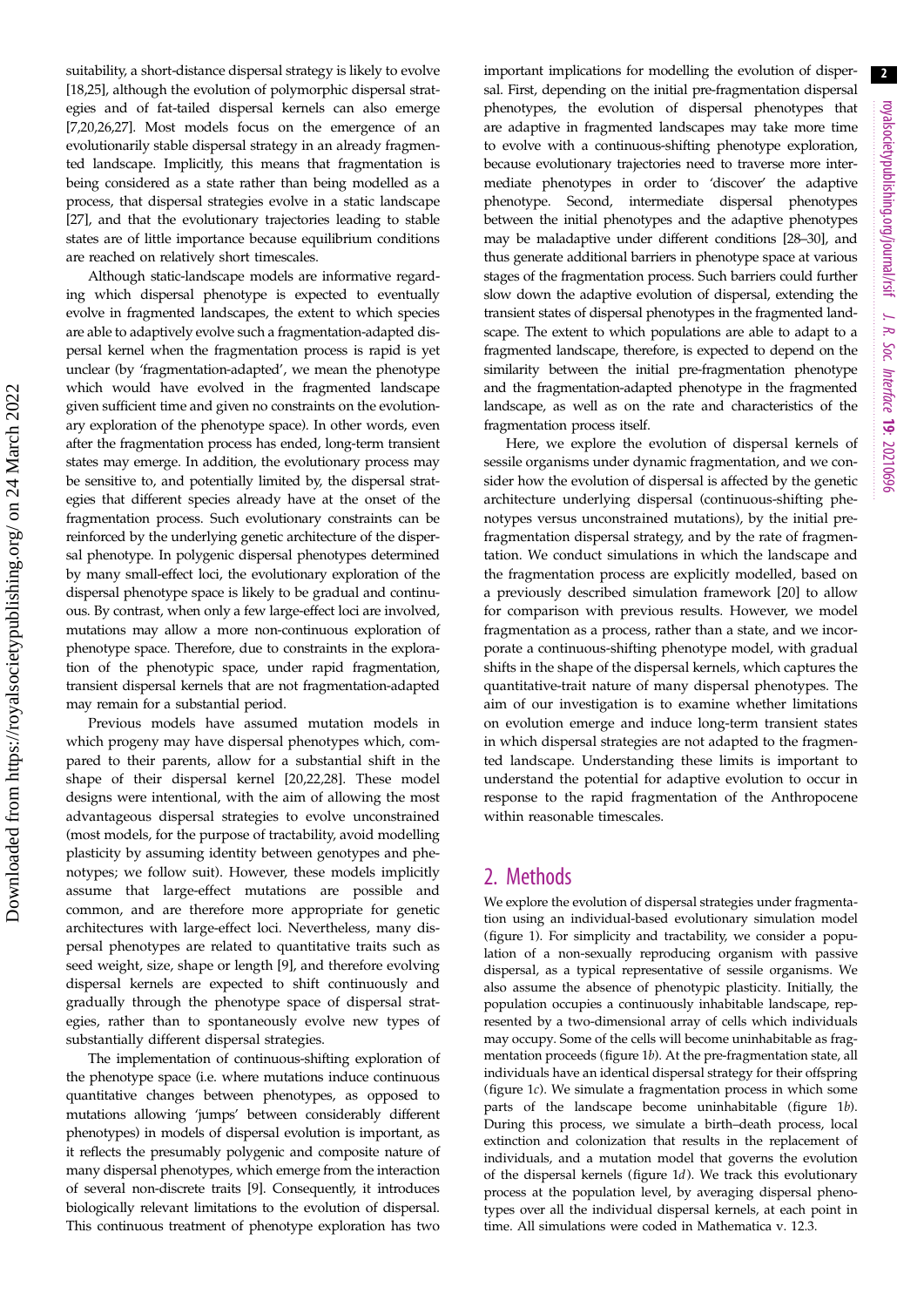suitability, a short-distance dispersal strategy is likely to evolve [18,25], although the evolution of polymorphic dispersal strategies and of fat-tailed dispersal kernels can also emerge [7,20,26,27]. Most models focus on the emergence of an evolutionarily stable dispersal strategy in an already fragmented landscape. Implicitly, this means that fragmentation is being considered as a state rather than being modelled as a process, that dispersal strategies evolve in a static landscape [27], and that the evolutionary trajectories leading to stable states are of little importance because equilibrium conditions are reached on relatively short timescales.

Although static-landscape models are informative regarding which dispersal phenotype is expected to eventually evolve in fragmented landscapes, the extent to which species are able to adaptively evolve such a fragmentation-adapted dispersal kernel when the fragmentation process is rapid is yet unclear (by 'fragmentation-adapted', we mean the phenotype which would have evolved in the fragmented landscape given sufficient time and given no constraints on the evolutionary exploration of the phenotype space). In other words, even after the fragmentation process has ended, long-term transient states may emerge. In addition, the evolutionary process may be sensitive to, and potentially limited by, the dispersal strategies that different species already have at the onset of the fragmentation process. Such evolutionary constraints can be reinforced by the underlying genetic architecture of the dispersal phenotype. In polygenic dispersal phenotypes determined by many small-effect loci, the evolutionary exploration of the dispersal phenotype space is likely to be gradual and continuous. By contrast, when only a few large-effect loci are involved, mutations may allow a more non-continuous exploration of phenotype space. Therefore, due to constraints in the exploration of the phenotypic space, under rapid fragmentation, transient dispersal kernels that are not fragmentation-adapted may remain for a substantial period.

Previous models have assumed mutation models in which progeny may have dispersal phenotypes which, compared to their parents, allow for a substantial shift in the shape of their dispersal kernel [20,22,28]. These model designs were intentional, with the aim of allowing the most advantageous dispersal strategies to evolve unconstrained (most models, for the purpose of tractability, avoid modelling plasticity by assuming identity between genotypes and phenotypes; we follow suit). However, these models implicitly assume that large-effect mutations are possible and common, and are therefore more appropriate for genetic architectures with large-effect loci. Nevertheless, many dispersal phenotypes are related to quantitative traits such as seed weight, size, shape or length [9], and therefore evolving dispersal kernels are expected to shift continuously and gradually through the phenotype space of dispersal strategies, rather than to spontaneously evolve new types of substantially different dispersal strategies.

The implementation of continuous-shifting exploration of the phenotype space (i.e. where mutations induce continuous quantitative changes between phenotypes, as opposed to mutations allowing 'jumps' between considerably different phenotypes) in models of dispersal evolution is important, as it reflects the presumably polygenic and composite nature of many dispersal phenotypes, which emerge from the interaction of several non-discrete traits [9]. Consequently, it introduces biologically relevant limitations to the evolution of dispersal. This continuous treatment of phenotype exploration has two important implications for modelling the evolution of dispersal. First, depending on the initial pre-fragmentation dispersal phenotypes, the evolution of dispersal phenotypes that are adaptive in fragmented landscapes may take more time to evolve with a continuous-shifting phenotype exploration, because evolutionary trajectories need to traverse more intermediate phenotypes in order to 'discover' the adaptive phenotype. Second, intermediate dispersal phenotypes between the initial phenotypes and the adaptive phenotypes may be maladaptive under different conditions [28–30], and thus generate additional barriers in phenotype space at various stages of the fragmentation process. Such barriers could further slow down the adaptive evolution of dispersal, extending the transient states of dispersal phenotypes in the fragmented landscape. The extent to which populations are able to adapt to a fragmented landscape, therefore, is expected to depend on the similarity between the initial pre-fragmentation phenotype and the fragmentation-adapted phenotype in the fragmented landscape, as well as on the rate and characteristics of the fragmentation process itself.

Here, we explore the evolution of dispersal kernels of sessile organisms under dynamic fragmentation, and we consider how the evolution of dispersal is affected by the genetic architecture underlying dispersal (continuous-shifting phenotypes versus unconstrained mutations), by the initial pre-fragmentation dispersal strategy, and by the rate of fragmentation. We conduct simulations in which the landscape and the fragmentation process are explicitly modelled, based on a previously described simulation framework [20] to allow for comparison with previous results. However, we model fragmentation as a process, rather than a state, and we incorporate a continuous-shifting phenotype model, with gradual shifts in the shape of the dispersal kernels, which captures the quantitative-trait nature of many dispersal phenotypes. The aim of our investigation is to examine whether limitations on evolution emerge and induce long-term transient states in which dispersal strategies are not adapted to the fragmented landscape. Understanding these limits is important to understand the potential for adaptive evolution to occur in response to the rapid fragmentation of the Anthropocene within reasonable timescales.

## 2. Methods

We explore the evolution of dispersal strategies under fragmentation using an individual-based evolutionary simulation model (figure 1). For simplicity and tractability, we consider a population of a non-sexually reproducing organism with passive dispersal, as a typical representative of sessile organisms. We also assume the absence of phenotypic plasticity. Initially, the population occupies a continuously inhabitable landscape, represented by a two-dimensional array of cells which individuals may occupy. Some of the cells will become uninhabitable as fragmentation proceeds (figure 1*b*). At the pre-fragmentation state, all individuals have an identical dispersal strategy for their offspring (figure 1*c*). We simulate a fragmentation process in which some parts of the landscape become uninhabitable (figure 1*b*). During this process, we simulate a birth–death process, local extinction and colonization that results in the replacement of individuals, and a mutation model that governs the evolution of the dispersal kernels (figure 1*d*). We track this evolutionary process at the population level, by averaging dispersal phenotypes over all the individual dispersal kernels, at each point in time. All simulations were coded in Mathematica v. 12.3.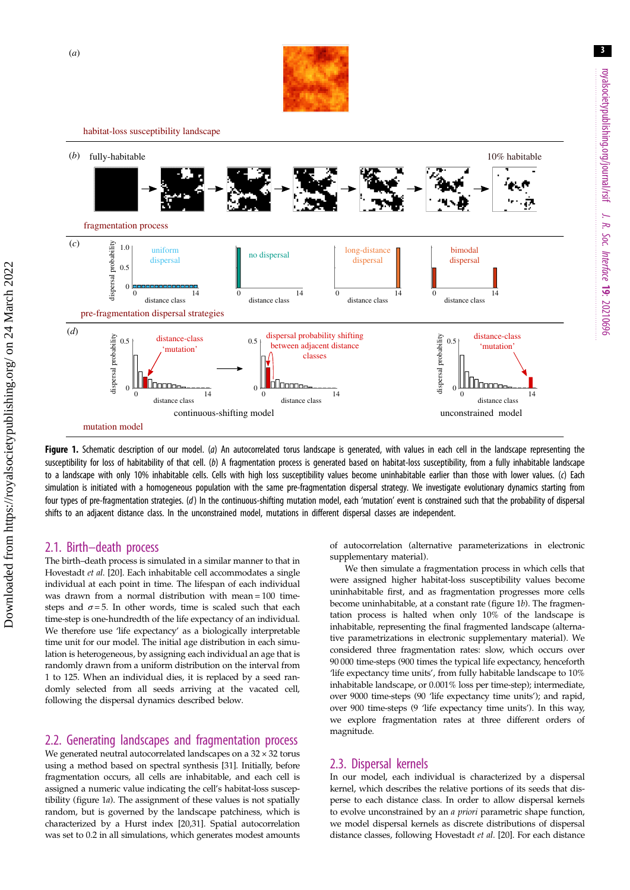**Figure 1.** Schematic description of our model. (*a*) An autocorrelated torus landscape is generated, with values in each cell in the landscape representing the susceptibility for loss of habitability of that cell. (*b*) A fragmentation process is generated based on habitat-loss susceptibility, from a fully inhabitable landscape to a landscape with only 10% inhabitable cells. Cells with high loss susceptibility values become uninhabitable earlier than those with lower values. (*c*) Each simulation is initiated with a homogeneous population with the same pre-fragmentation dispersal strategy. We investigate evolutionary dynamics starting from four types of pre-fragmentation strategies. (*d*) In the continuous-shifting mutation model, each 'mutation' event is constrained such that the probability of dispersal shifts to an adjacent distance class. In the unconstrained model, mutations in different dispersal classes are independent.

## 2.1. Birth–death process

The birth–death process is simulated in a similar manner to that in Hovestadt *et al.* [20]. Each inhabitable cell accommodates a single individual at each point in time. The lifespan of each individual was drawn from a normal distribution with mean = 100 time-steps and $\sigma = 5$. In other words, time is scaled such that each time-step is one-hundredth of the life expectancy of an individual. We therefore use 'life expectancy' as a biologically interpretable time unit for our model. The initial age distribution in each simulation is heterogeneous, by assigning each individual an age that is randomly drawn from a uniform distribution on the interval from 1 to 125. When an individual dies, it is replaced by a seed randomly selected from all seeds arriving at the vacated cell, following the dispersal dynamics described below.

## 2.2. Generating landscapes and fragmentation process

We generated neutral autocorrelated landscapes on a 32 × 32 torus using a method based on spectral synthesis [31]. Initially, before fragmentation occurs, all cells are inhabitable, and each cell is assigned a numeric value indicating the cell's habitat-loss susceptibility (figure 1*a*). The assignment of these values is not spatially random, but is governed by the landscape patchiness, which is characterized by a Hurst index [20,31]. Spatial autocorrelation was set to 0.2 in all simulations, which generates modest amounts of autocorrelation (alternative parameterizations in electronic supplementary material).

We then simulate a fragmentation process in which cells that were assigned higher habitat-loss susceptibility values become uninhabitable first, and as fragmentation progresses more cells become uninhabitable, at a constant rate (figure 1*b*). The fragmentation process is halted when only 10% of the landscape is inhabitable, representing the final fragmented landscape (alternative parametrizations in electronic supplementary material). We considered three fragmentation rates: slow, which occurs over 90 000 time-steps (900 times the typical life expectancy, henceforth 'life expectancy time units', from fully habitable landscape to 10% inhabitable landscape, or 0.001% loss per time-step); intermediate, over 9000 time-steps (90 'life expectancy time units'); and rapid, over 900 time-steps (9 'life expectancy time units'). In this way, we explore fragmentation rates at three different orders of magnitude.

## 2.3. Dispersal kernels

In our model, each individual is characterized by a dispersal kernel, which describes the relative portions of its seeds that disperse to each distance class. In order to allow dispersal kernels to evolve unconstrained by an *a priori* parametric shape function, we model dispersal kernels as discrete distributions of dispersal distance classes, following Hovestadt *et al.* [20]. For each distance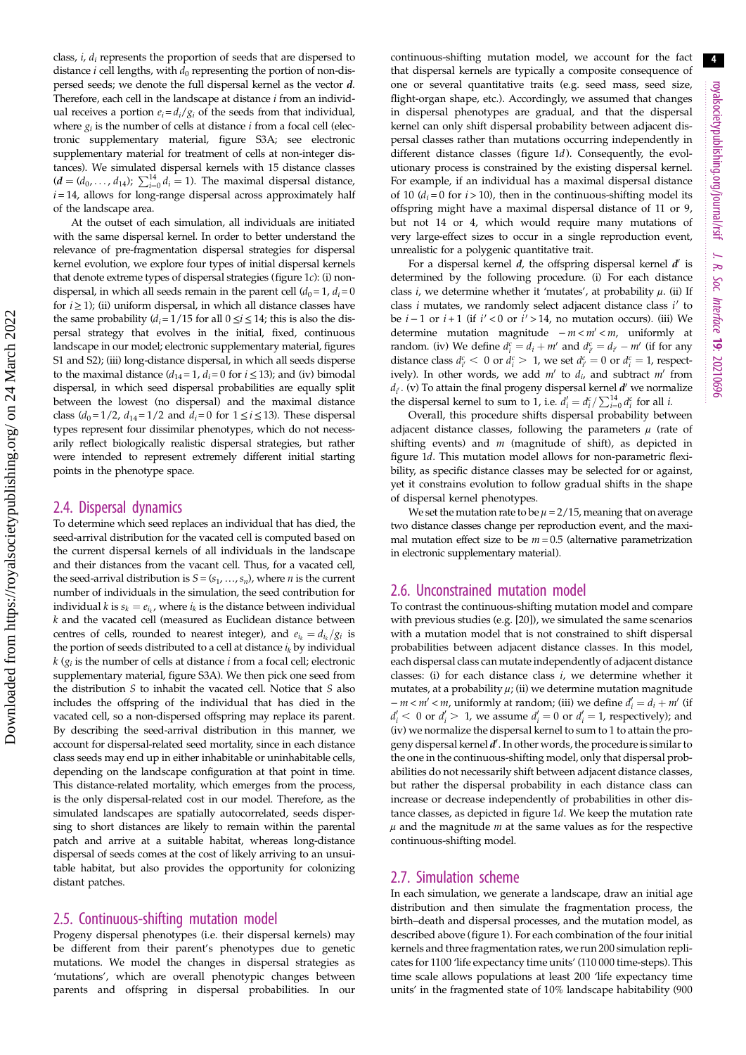class, $i$, $d_i$ represents the proportion of seeds that are dispersed to distance $i$ cell lengths, with $d_0$ representing the portion of non-dispersed seeds; we denote the full dispersal kernel as the vector $\boldsymbol{d}$. Therefore, each cell in the landscape at distance $i$ from an individual receives a portion $e_i = d_i/g_i$ of the seeds from that individual, where $g_i$ is the number of cells at distance $i$ from a focal cell (electronic supplementary material, figure S3A; see electronic supplementary material for treatment of cells at non-integer distances). We simulated dispersal kernels with 15 distance classes ($\boldsymbol{d} = (d_0, \ldots, d_{14})$; $\sum_{i=0}^{14} d_i = 1$). The maximal dispersal distance, $i = 14$, allows for long-range dispersal across approximately half of the landscape area.

At the outset of each simulation, all individuals are initiated with the same dispersal kernel. In order to better understand the relevance of pre-fragmentation dispersal strategies for dispersal kernel evolution, we explore four types of initial dispersal kernels that denote extreme types of dispersal strategies (figure 1*c*): (i) non-dispersal, in which all seeds remain in the parent cell ($d_0 = 1$, $d_i = 0$ for $i \geq 1$); (ii) uniform dispersal, in which all distance classes have the same probability ($d_i = 1/15$ for all $0 \leq i \leq 14$; this is also the dispersal strategy that evolves in the initial, fixed, continuous landscape in our model; electronic supplementary material, figures S1 and S2); (iii) long-distance dispersal, in which all seeds disperse to the maximal distance ($d_{14} = 1$, $d_i = 0$ for $i \leq 13$); and (iv) bimodal dispersal, in which seed dispersal probabilities are equally split between the lowest (no dispersal) and the maximal distance class ($d_0 = 1/2$, $d_{14} = 1/2$ and $d_i = 0$ for $1 \leq i \leq 13$). These dispersal types represent four dissimilar phenotypes, which do not necessarily reflect biologically realistic dispersal strategies, but rather were intended to represent extremely different initial starting points in the phenotype space.

## 2.4. Dispersal dynamics

To determine which seed replaces an individual that has died, the seed-arrival distribution for the vacated cell is computed based on the current dispersal kernels of all individuals in the landscape and their distances from the vacant cell. Thus, for a vacated cell, the seed-arrival distribution is $S = (s_1, \ldots, s_n)$, where $n$ is the current number of individuals in the simulation, the seed contribution for individual $k$ is $s_k = e_{i_k}$, where $i_k$ is the distance between individual $k$ and the vacated cell (measured as Euclidean distance between centres of cells, rounded to nearest integer), and $e_{i_k} = d_{i_k}/g_i$ is the portion of seeds distributed to a cell at distance $i_k$ by individual $k$ ($g_i$ is the number of cells at distance $i$ from a focal cell; electronic supplementary material, figure S3A). We then pick one seed from the distribution $S$ to inhabit the vacated cell. Notice that $S$ also includes the offspring of the individual that has died in the vacated cell, so a non-dispersed offspring may replace its parent. By describing the seed-arrival distribution in this manner, we account for dispersal-related seed mortality, since in each distance class seeds may end up in either inhabitable or uninhabitable cells, depending on the landscape configuration at that point in time. This distance-related mortality, which emerges from the process, is the only dispersal-related cost in our model. Therefore, as the simulated landscapes are spatially autocorrelated, seeds dispersing to short distances are likely to remain within the parental patch and arrive at a suitable habitat, whereas long-distance dispersal of seeds comes at the cost of likely arriving to an unsuitable habitat, but also provides the opportunity for colonizing distant patches.

## 2.5. Continuous-shifting mutation model

Progeny dispersal phenotypes (i.e. their dispersal kernels) may be different from their parent's phenotypes due to genetic mutations. We model the changes in dispersal strategies as 'mutations', which are overall phenotypic changes between parents and offspring in dispersal probabilities. In our continuous-shifting mutation model, we account for the fact that dispersal kernels are typically a composite consequence of one or several quantitative traits (e.g. seed mass, seed size, flight-organ shape, etc.). Accordingly, we assumed that changes in dispersal phenotypes are gradual, and that the dispersal kernel can only shift dispersal probability between adjacent dispersal classes rather than mutations occurring independently in different distance classes (figure 1*d*). Consequently, the evolutionary process is constrained by the existing dispersal kernel. For example, if an individual has a maximal dispersal distance of 10 ($d_i = 0$ for $i > 10$), then in the continuous-shifting model its offspring might have a maximal dispersal distance of 11 or 9, but not 14 or 4, which would require many mutations of very large-effect sizes to occur in a single reproduction event, unrealistic for a polygenic quantitative trait.

For a dispersal kernel $\boldsymbol{d}$, the offspring dispersal kernel $\boldsymbol{d}'$ is determined by the following procedure. (i) For each distance class $i$, we determine whether it 'mutates', at probability $\mu$. (ii) If class $i$ mutates, we randomly select adjacent distance class $i'$ to be $i-1$ or $i+1$ (if $i' < 0$ or $i' > 14$, no mutation occurs). (iii) We determine mutation magnitude $-m < m' < m$, uniformly at random. (iv) We define $d_i^c = d_i + m'$ and $d_{i'}^c = d_{i'} - m'$ (if for any distance class $d_{i'}^c < 0$ or $d_i^c > 1$, we set $d_{i'}^c = 0$ or $d_i^c = 1$, respectively). In other words, we add $m'$ to $d_i$, and subtract $m'$ from $d_{i'}$. (v) To attain the final progeny dispersal kernel $\boldsymbol{d}'$ we normalize the dispersal kernel to sum to 1, i.e. $d_i' = d_i^c / \sum_{i=0}^{14} d_i^c$ for all $i$.

Overall, this procedure shifts dispersal probability between adjacent distance classes, following the parameters $\mu$ (rate of shifting events) and $m$ (magnitude of shift), as depicted in figure 1*d*. This mutation model allows for non-parametric flexibility, as specific distance classes may be selected for or against, yet it constrains evolution to follow gradual shifts in the shape of dispersal kernel phenotypes.

We set the mutation rate to be $\mu = 2/15$, meaning that on average two distance classes change per reproduction event, and the maximal mutation effect size to be $m = 0.5$ (alternative parametrization in electronic supplementary material).

## 2.6. Unconstrained mutation model

To contrast the continuous-shifting mutation model and compare with previous studies (e.g. [20]), we simulated the same scenarios with a mutation model that is not constrained to shift dispersal probabilities between adjacent distance classes. In this model, each dispersal class can mutate independently of adjacent distance classes: (i) for each distance class $i$, we determine whether it mutates, at a probability $\mu$; (ii) we determine mutation magnitude $-m < m' < m$, uniformly at random; (iii) we define $d_i' = d_i + m'$ (if $d_i' < 0$ or $d_i' > 1$, we assume $d_i' = 0$ or $d_i' = 1$, respectively); and (iv) we normalize the dispersal kernel to sum to 1 to attain the progeny dispersal kernel $\boldsymbol{d}'$. In other words, the procedure is similar to the one in the continuous-shifting model, only that dispersal probabilities do not necessarily shift between adjacent distance classes, but rather the dispersal probability in each distance class can increase or decrease independently of probabilities in other distance classes, as depicted in figure 1*d*. We keep the mutation rate $\mu$ and the magnitude $m$ at the same values as for the respective continuous-shifting model.

## 2.7. Simulation scheme

In each simulation, we generate a landscape, draw an initial age distribution and then simulate the fragmentation process, the birth–death and dispersal processes, and the mutation model, as described above (figure 1). For each combination of the four initial kernels and three fragmentation rates, we run 200 simulation replicates for 1100 'life expectancy time units' (110 000 time-steps). This time scale allows populations at least 200 'life expectancy time units' in the fragmented state of 10% landscape habitability (900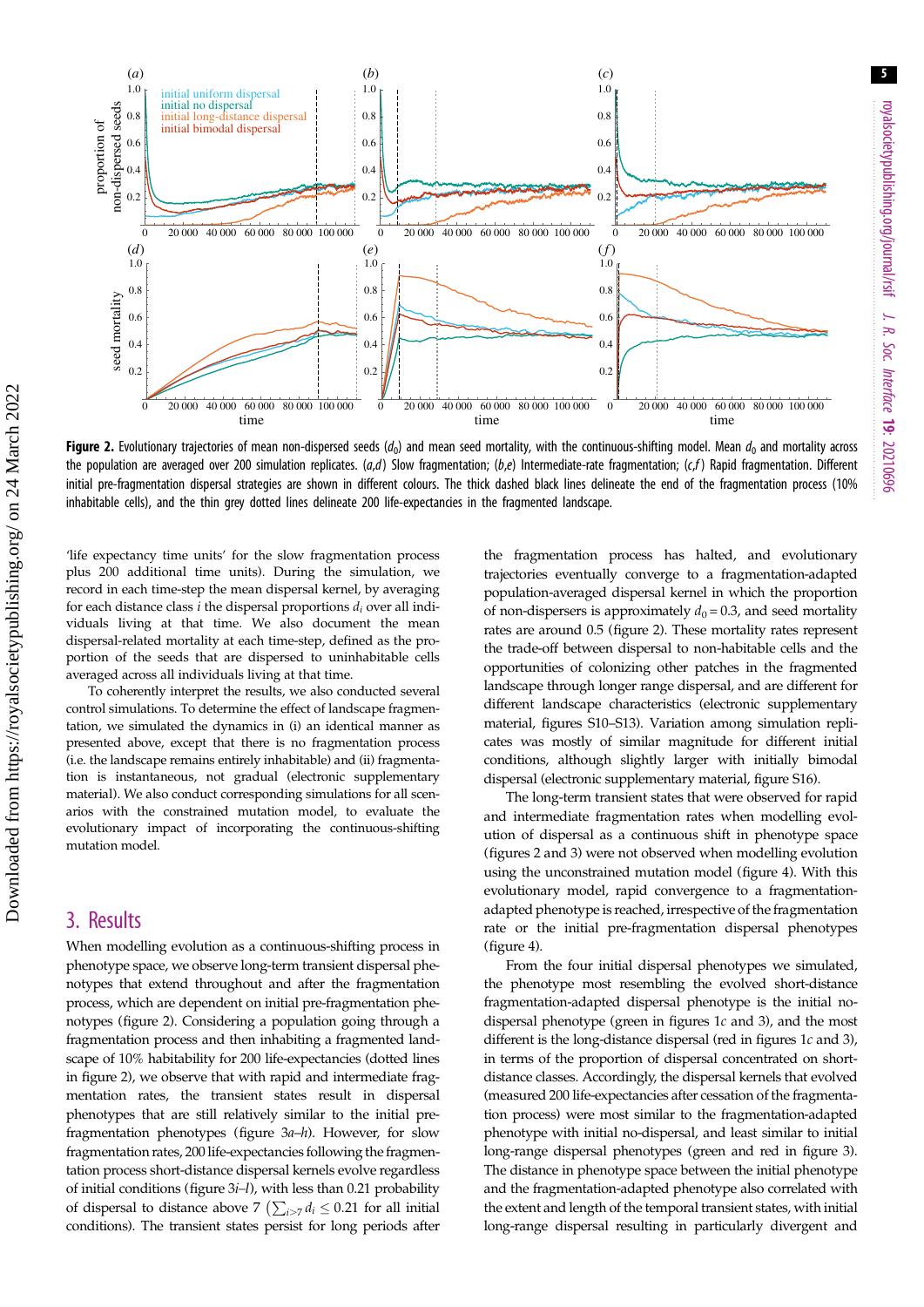**Figure 2.** Evolutionary trajectories of mean non-dispersed seeds ($d_0$) and mean seed mortality, with the continuous-shifting model. Mean $d_0$ and mortality across the population are averaged over 200 simulation replicates. (*a*,*d*) Slow fragmentation; (*b*,*e*) Intermediate-rate fragmentation; (*c*,*f*) Rapid fragmentation. Different initial pre-fragmentation dispersal strategies are shown in different colours. The thick dashed black lines delineate the end of the fragmentation process (10% inhabitable cells), and the thin grey dotted lines delineate 200 life-expectancies in the fragmented landscape.

'life expectancy time units' for the slow fragmentation process plus 200 additional time units). During the simulation, we record in each time-step the mean dispersal kernel, by averaging for each distance class $i$ the dispersal proportions $d_i$ over all individuals living at that time. We also document the mean dispersal-related mortality at each time-step, defined as the proportion of the seeds that are dispersed to uninhabitable cells averaged across all individuals living at that time.

To coherently interpret the results, we also conducted several control simulations. To determine the effect of landscape fragmentation, we simulated the dynamics in (i) an identical manner as presented above, except that there is no fragmentation process (i.e. the landscape remains entirely inhabitable) and (ii) fragmentation is instantaneous, not gradual (electronic supplementary material). We also conduct corresponding simulations for all scenarios with the constrained mutation model, to evaluate the evolutionary impact of incorporating the continuous-shifting mutation model.

## 3. Results

When modelling evolution as a continuous-shifting process in phenotype space, we observe long-term transient dispersal phenotypes that extend throughout and after the fragmentation process, which are dependent on initial pre-fragmentation phenotypes (figure 2). Considering a population going through a fragmentation process and then inhabiting a fragmented landscape of 10% habitability for 200 life-expectancies (dotted lines in figure 2), we observe that with rapid and intermediate fragmentation rates, the transient states result in dispersal phenotypes that are still relatively similar to the initial pre-fragmentation phenotypes (figure 3*a*–*h*). However, for slow fragmentation rates, 200 life-expectancies following the fragmentation process short-distance dispersal kernels evolve regardless of initial conditions (figure 3*i*–*l*), with less than 0.21 probability of dispersal to distance above 7 $\left(\sum_{i>7} d_i \leq 0.21\right.$ for all initial conditions). The transient states persist for long periods after the fragmentation process has halted, and evolutionary trajectories eventually converge to a fragmentation-adapted population-averaged dispersal kernel in which the proportion of non-dispersers is approximately $d_0 = 0.3$, and seed mortality rates are around 0.5 (figure 2). These mortality rates represent the trade-off between dispersal to non-habitable cells and the opportunities of colonizing other patches in the fragmented landscape through longer range dispersal, and are different for different landscape characteristics (electronic supplementary material, figures S10–S13). Variation among simulation replicates was mostly of similar magnitude for different initial conditions, although slightly larger with initially bimodal dispersal (electronic supplementary material, figure S16).

The long-term transient states that were observed for rapid and intermediate fragmentation rates when modelling evolution of dispersal as a continuous shift in phenotype space (figures 2 and 3) were not observed when modelling evolution using the unconstrained mutation model (figure 4). With this evolutionary model, rapid convergence to a fragmentation-adapted phenotype is reached, irrespective of the fragmentation rate or the initial pre-fragmentation dispersal phenotypes (figure 4).

From the four initial dispersal phenotypes we simulated, the phenotype most resembling the evolved short-distance fragmentation-adapted dispersal phenotype is the initial no-dispersal phenotype (green in figures 1*c* and 3), and the most different is the long-distance dispersal (red in figures 1*c* and 3), in terms of the proportion of dispersal concentrated on short-distance classes. Accordingly, the dispersal kernels that evolved (measured 200 life-expectancies after cessation of the fragmentation process) were most similar to the fragmentation-adapted phenotype with initial no-dispersal, and least similar to initial long-range dispersal phenotypes (green and red in figure 3). The distance in phenotype space between the initial phenotype and the fragmentation-adapted phenotype also correlated with the extent and length of the temporal transient states, with initial long-range dispersal resulting in particularly divergent and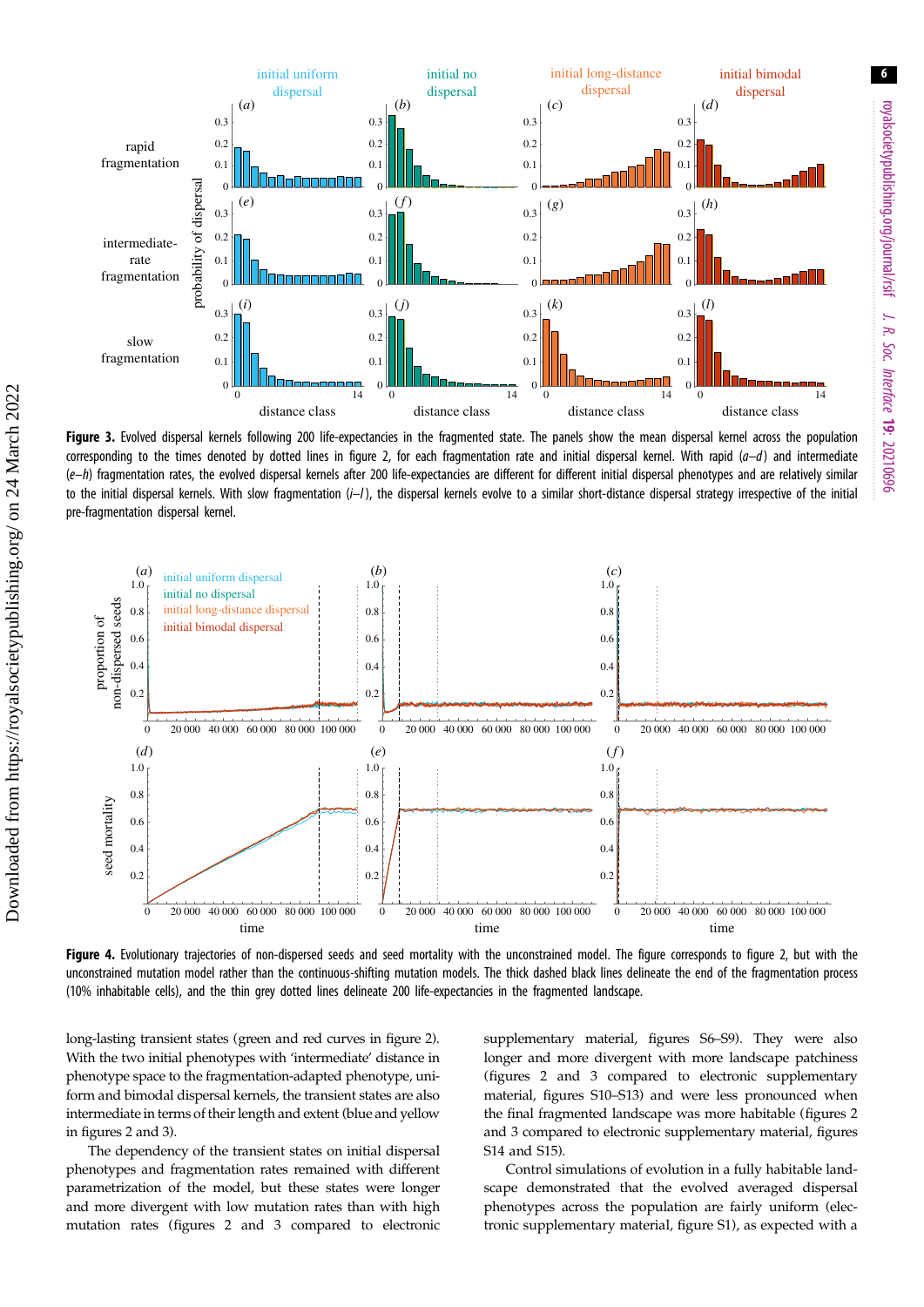**Figure 3.** Evolved dispersal kernels following 200 life-expectancies in the fragmented state. The panels show the mean dispersal kernel across the population corresponding to the times denoted by dotted lines in figure 2, for each fragmentation rate and initial dispersal kernel. With rapid (*a–d*) and intermediate (*e–h*) fragmentation rates, the evolved dispersal kernels after 200 life-expectancies are different for different initial dispersal phenotypes and are relatively similar to the initial dispersal kernels. With slow fragmentation (*i–l*), the dispersal kernels evolve to a similar short-distance dispersal strategy irrespective of the initial pre-fragmentation dispersal kernel.

**Figure 4.** Evolutionary trajectories of non-dispersed seeds and seed mortality with the unconstrained model. The figure corresponds to figure 2, but with the unconstrained mutation model rather than the continuous-shifting mutation models. The thick dashed black lines delineate the end of the fragmentation process (10% inhabitable cells), and the thin grey dotted lines delineate 200 life-expectancies in the fragmented landscape.

long-lasting transient states (green and red curves in figure 2). With the two initial phenotypes with 'intermediate' distance in phenotype space to the fragmentation-adapted phenotype, uniform and bimodal dispersal kernels, the transient states are also intermediate in terms of their length and extent (blue and yellow in figures 2 and 3).

The dependency of the transient states on initial dispersal phenotypes and fragmentation rates remained with different parametrization of the model, but these states were longer and more divergent with low mutation rates than with high mutation rates (figures 2 and 3 compared to electronic supplementary material, figures S6–S9). They were also longer and more divergent with more landscape patchiness (figures 2 and 3 compared to electronic supplementary material, figures S10–S13) and were less pronounced when the final fragmented landscape was more habitable (figures 2 and 3 compared to electronic supplementary material, figures S14 and S15).

Control simulations of evolution in a fully habitable landscape demonstrated that the evolved averaged dispersal phenotypes across the population are fairly uniform (electronic supplementary material, figure S1), as expected with a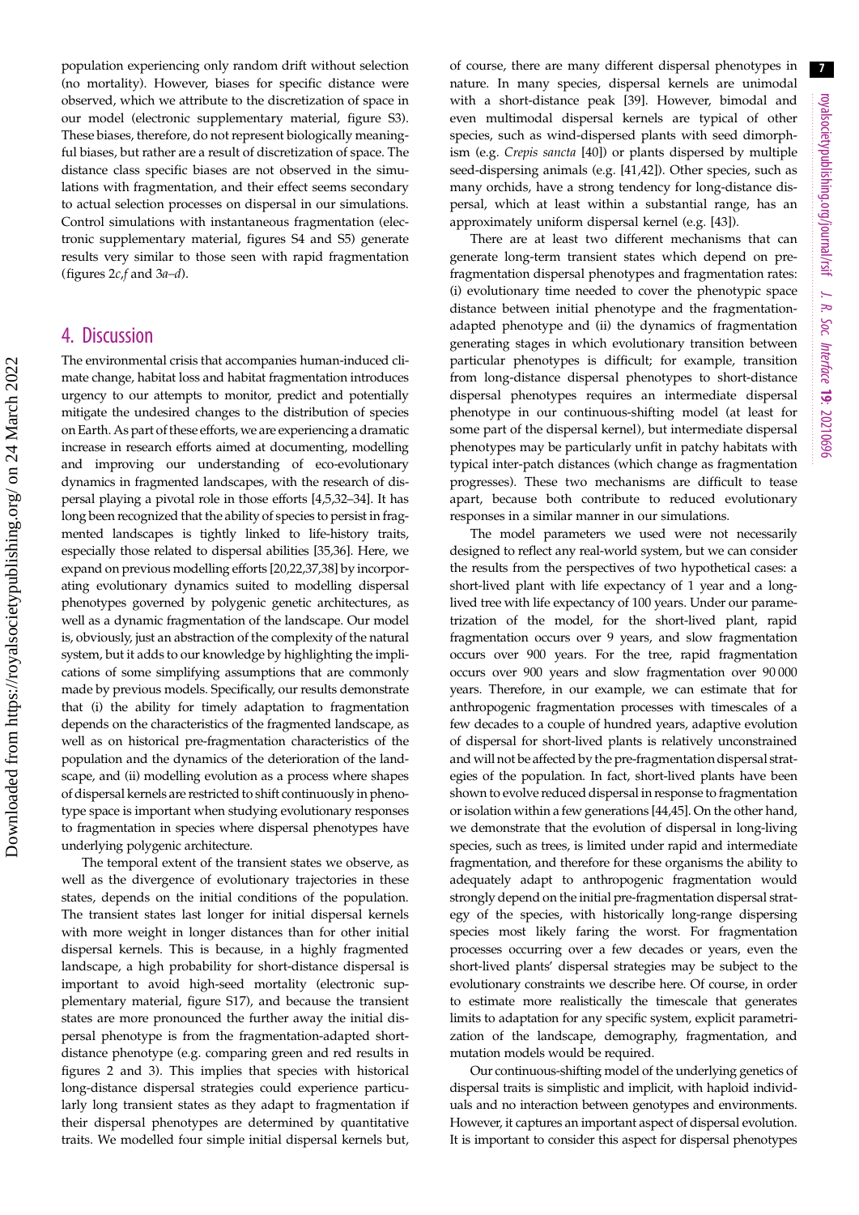population experiencing only random drift without selection (no mortality). However, biases for specific distance were observed, which we attribute to the discretization of space in our model (electronic supplementary material, figure S3). These biases, therefore, do not represent biologically meaningful biases, but rather are a result of discretization of space. The distance class specific biases are not observed in the simulations with fragmentation, and their effect seems secondary to actual selection processes on dispersal in our simulations. Control simulations with instantaneous fragmentation (electronic supplementary material, figures S4 and S5) generate results very similar to those seen with rapid fragmentation (figures 2*c*,*f* and 3*a*–*d*).

## 4. Discussion

The environmental crisis that accompanies human-induced climate change, habitat loss and habitat fragmentation introduces urgency to our attempts to monitor, predict and potentially mitigate the undesired changes to the distribution of species on Earth. As part of these efforts, we are experiencing a dramatic increase in research efforts aimed at documenting, modelling and improving our understanding of eco-evolutionary dynamics in fragmented landscapes, with the research of dispersal playing a pivotal role in those efforts [4,5,32–34]. It has long been recognized that the ability of species to persist in fragmented landscapes is tightly linked to life-history traits, especially those related to dispersal abilities [35,36]. Here, we expand on previous modelling efforts [20,22,37,38] by incorporating evolutionary dynamics suited to modelling dispersal phenotypes governed by polygenic genetic architectures, as well as a dynamic fragmentation of the landscape. Our model is, obviously, just an abstraction of the complexity of the natural system, but it adds to our knowledge by highlighting the implications of some simplifying assumptions that are commonly made by previous models. Specifically, our results demonstrate that (i) the ability for timely adaptation to fragmentation depends on the characteristics of the fragmented landscape, as well as on historical pre-fragmentation characteristics of the population and the dynamics of the deterioration of the landscape, and (ii) modelling evolution as a process where shapes of dispersal kernels are restricted to shift continuously in phenotype space is important when studying evolutionary responses to fragmentation in species where dispersal phenotypes have underlying polygenic architecture.

The temporal extent of the transient states we observe, as well as the divergence of evolutionary trajectories in these states, depends on the initial conditions of the population. The transient states last longer for initial dispersal kernels with more weight in longer distances than for other initial dispersal kernels. This is because, in a highly fragmented landscape, a high probability for short-distance dispersal is important to avoid high-seed mortality (electronic supplementary material, figure S17), and because the transient states are more pronounced the further away the initial dispersal phenotype is from the fragmentation-adapted short-distance phenotype (e.g. comparing green and red results in figures 2 and 3). This implies that species with historical long-distance dispersal strategies could experience particularly long transient states as they adapt to fragmentation if their dispersal phenotypes are determined by quantitative traits. We modelled four simple initial dispersal kernels but, of course, there are many different dispersal phenotypes in nature. In many species, dispersal kernels are unimodal with a short-distance peak [39]. However, bimodal and even multimodal dispersal kernels are typical of other species, such as wind-dispersed plants with seed dimorphism (e.g. *Crepis sancta* [40]) or plants dispersed by multiple seed-dispersing animals (e.g. [41,42]). Other species, such as many orchids, have a strong tendency for long-distance dispersal, which at least within a substantial range, has an approximately uniform dispersal kernel (e.g. [43]).

There are at least two different mechanisms that can generate long-term transient states which depend on pre-fragmentation dispersal phenotypes and fragmentation rates: (i) evolutionary time needed to cover the phenotypic space distance between initial phenotype and the fragmentation-adapted phenotype and (ii) the dynamics of fragmentation generating stages in which evolutionary transition between particular phenotypes is difficult; for example, transition from long-distance dispersal phenotypes to short-distance dispersal phenotypes requires an intermediate dispersal phenotype in our continuous-shifting model (at least for some part of the dispersal kernel), but intermediate dispersal phenotypes may be particularly unfit in patchy habitats with typical inter-patch distances (which change as fragmentation progresses). These two mechanisms are difficult to tease apart, because both contribute to reduced evolutionary responses in a similar manner in our simulations.

The model parameters we used were not necessarily designed to reflect any real-world system, but we can consider the results from the perspectives of two hypothetical cases: a short-lived plant with life expectancy of 1 year and a long-lived tree with life expectancy of 100 years. Under our parametrization of the model, for the short-lived plant, rapid fragmentation occurs over 9 years, and slow fragmentation occurs over 900 years. For the tree, rapid fragmentation occurs over 900 years and slow fragmentation over 90 000 years. Therefore, in our example, we can estimate that for anthropogenic fragmentation processes with timescales of a few decades to a couple of hundred years, adaptive evolution of dispersal for short-lived plants is relatively unconstrained and will not be affected by the pre-fragmentation dispersal strategies of the population. In fact, short-lived plants have been shown to evolve reduced dispersal in response to fragmentation or isolation within a few generations [44,45]. On the other hand, we demonstrate that the evolution of dispersal in long-living species, such as trees, is limited under rapid and intermediate fragmentation, and therefore for these organisms the ability to adequately adapt to anthropogenic fragmentation would strongly depend on the initial pre-fragmentation dispersal strategy of the species, with historically long-range dispersing species most likely faring the worst. For fragmentation processes occurring over a few decades or years, even the short-lived plants' dispersal strategies may be subject to the evolutionary constraints we describe here. Of course, in order to estimate more realistically the timescale that generates limits to adaptation for any specific system, explicit parametrization of the landscape, demography, fragmentation, and mutation models would be required.

Our continuous-shifting model of the underlying genetics of dispersal traits is simplistic and implicit, with haploid individuals and no interaction between genotypes and environments. However, it captures an important aspect of dispersal evolution. It is important to consider this aspect for dispersal phenotypes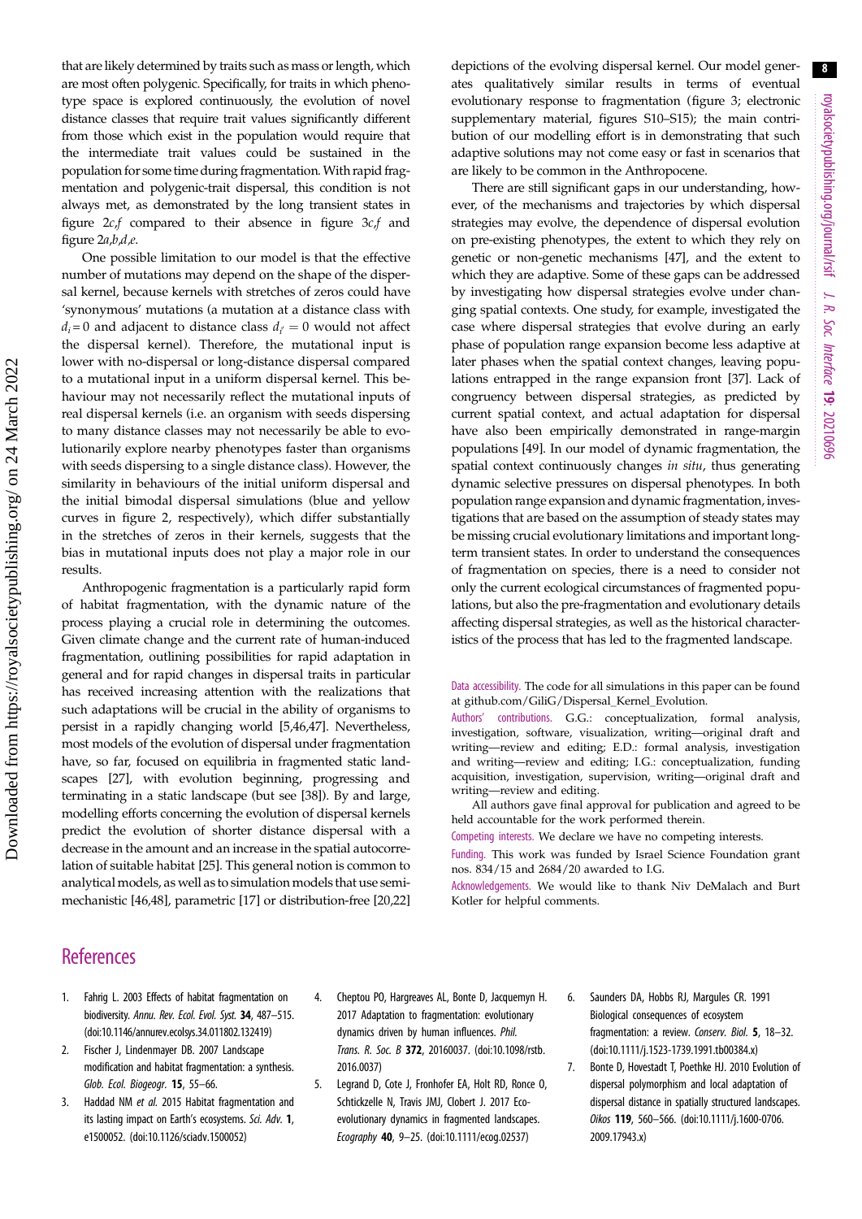that are likely determined by traits such as mass or length, which are most often polygenic. Specifically, for traits in which phenotype space is explored continuously, the evolution of novel distance classes that require trait values significantly different from those which exist in the population would require that the intermediate trait values could be sustained in the population for some time during fragmentation. With rapid fragmentation and polygenic-trait dispersal, this condition is not always met, as demonstrated by the long transient states in figure 2*c*,*f* compared to their absence in figure 3*c*,*f* and figure 2*a*,*b*,*d*,*e*.

One possible limitation to our model is that the effective number of mutations may depend on the shape of the dispersal kernel, because kernels with stretches of zeros could have 'synonymous' mutations (a mutation at a distance class with $d_i = 0$ and adjacent to distance class $d_{i'} = 0$ would not affect the dispersal kernel). Therefore, the mutational input is lower with no-dispersal or long-distance dispersal compared to a mutational input in a uniform dispersal kernel. This behaviour may not necessarily reflect the mutational inputs of real dispersal kernels (i.e. an organism with seeds dispersing to many distance classes may not necessarily be able to evolutionarily explore nearby phenotypes faster than organisms with seeds dispersing to a single distance class). However, the similarity in behaviours of the initial uniform dispersal and the initial bimodal dispersal simulations (blue and yellow curves in figure 2, respectively), which differ substantially in the stretches of zeros in their kernels, suggests that the bias in mutational inputs does not play a major role in our results.

Anthropogenic fragmentation is a particularly rapid form of habitat fragmentation, with the dynamic nature of the process playing a crucial role in determining the outcomes. Given climate change and the current rate of human-induced fragmentation, outlining possibilities for rapid adaptation in general and for rapid changes in dispersal traits in particular has received increasing attention with the realizations that such adaptations will be crucial in the ability of organisms to persist in a rapidly changing world [5,46,47]. Nevertheless, most models of the evolution of dispersal under fragmentation have, so far, focused on equilibria in fragmented static landscapes [27], with evolution beginning, progressing and terminating in a static landscape (but see [38]). By and large, modelling efforts concerning the evolution of dispersal kernels predict the evolution of shorter distance dispersal with a decrease in the amount and an increase in the spatial autocorrelation of suitable habitat [25]. This general notion is common to analytical models, as well as to simulation models that use semi-mechanistic [46,48], parametric [17] or distribution-free [20,22] depictions of the evolving dispersal kernel. Our model generates qualitatively similar results in terms of eventual evolutionary response to fragmentation (figure 3; electronic supplementary material, figures S10–S15); the main contribution of our modelling effort is in demonstrating that such adaptive solutions may not come easy or fast in scenarios that are likely to be common in the Anthropocene.

There are still significant gaps in our understanding, however, of the mechanisms and trajectories by which dispersal strategies may evolve, the dependence of dispersal evolution on pre-existing phenotypes, the extent to which they rely on genetic or non-genetic mechanisms [47], and the extent to which they are adaptive. Some of these gaps can be addressed by investigating how dispersal strategies evolve under changing spatial contexts. One study, for example, investigated the case where dispersal strategies that evolve during an early phase of population range expansion become less adaptive at later phases when the spatial context changes, leaving populations entrapped in the range expansion front [37]. Lack of congruency between dispersal strategies, as predicted by current spatial context, and actual adaptation for dispersal have also been empirically demonstrated in range-margin populations [49]. In our model of dynamic fragmentation, the spatial context continuously changes *in situ*, thus generating dynamic selective pressures on dispersal phenotypes. In both population range expansion and dynamic fragmentation, investigations that are based on the assumption of steady states may be missing crucial evolutionary limitations and important long-term transient states. In order to understand the consequences of fragmentation on species, there is a need to consider not only the current ecological circumstances of fragmented populations, but also the pre-fragmentation and evolutionary details affecting dispersal strategies, as well as the historical characteristics of the process that has led to the fragmented landscape.

Data accessibility. The code for all simulations in this paper can be found at github.com/GiliG/Dispersal_Kernel_Evolution.

Authors' contributions. G.G.: conceptualization, formal analysis, investigation, software, visualization, writing—original draft and writing—review and editing; E.D.: formal analysis, investigation and writing—review and editing; I.G.: conceptualization, funding acquisition, investigation, supervision, writing—original draft and writing—review and editing.

All authors gave final approval for publication and agreed to be held accountable for the work performed therein.

Competing interests. We declare we have no competing interests.

Funding. This work was funded by Israel Science Foundation grant nos. 834/15 and 2684/20 awarded to I.G.

Acknowledgements. We would like to thank Niv DeMalach and Burt Kotler for helpful comments.

## References

1. Fahrig L. 2003 Effects of habitat fragmentation on biodiversity. *Annu. Rev. Ecol. Evol. Syst.* **34**, 487–515. (doi:10.1146/annurev.ecolsys.34.011802.132419)
2. Fischer J, Lindenmayer DB. 2007 Landscape modification and habitat fragmentation: a synthesis. *Glob. Ecol. Biogeogr.* **15**, 55–66.
3. Haddad NM *et al.* 2015 Habitat fragmentation and its lasting impact on Earth's ecosystems. *Sci. Adv.* **1**, e1500052. (doi:10.1126/sciadv.1500052)
4. Cheptou PO, Hargreaves AL, Bonte D, Jacquemyn H. 2017 Adaptation to fragmentation: evolutionary dynamics driven by human influences. *Phil. Trans. R. Soc. B* **372**, 20160037. (doi:10.1098/rstb.2016.0037)
5. Legrand D, Cote J, Fronhofer EA, Holt RD, Ronce O, Schtickzelle N, Travis JMJ, Clobert J. 2017 Eco-evolutionary dynamics in fragmented landscapes. *Ecography* **40**, 9–25. (doi:10.1111/ecog.02537)
6. Saunders DA, Hobbs RJ, Margules CR. 1991 Biological consequences of ecosystem fragmentation: a review. *Conserv. Biol.* **5**, 18–32. (doi:10.1111/j.1523-1739.1991.tb00384.x)
7. Bonte D, Hovestadt T, Poethke HJ. 2010 Evolution of dispersal polymorphism and local adaptation of dispersal distance in spatially structured landscapes. *Oikos* **119**, 560–566. (doi:10.1111/j.1600-0706.2009.17943.x)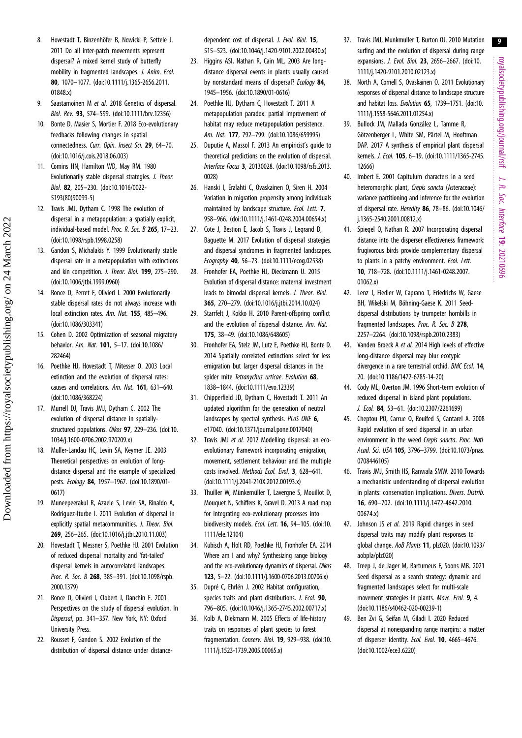8. Hovestadt T, Binzenhöfer B, Nowicki P, Settele J. 2011 Do all inter-patch movements represent dispersal? A mixed kernel study of butterfly mobility in fragmented landscapes. *J. Anim. Ecol.* **80**, 1070–1077. (doi:10.1111/j.1365-2656.2011.01848.x)
9. Saastamoinen M *et al.* 2018 Genetics of dispersal. *Biol. Rev.* **93**, 574–599. (doi:10.1111/brv.12356)
10. Bonte D, Masier S, Mortier F. 2018 Eco-evolutionary feedbacks following changes in spatial connectedness. *Curr. Opin. Insect Sci.* **29**, 64–70. (doi:10.1016/j.cois.2018.06.003)
11. Comins HN, Hamilton WD, May RM. 1980 Evolutionarily stable dispersal strategies. *J. Theor. Biol.* **82**, 205–230. (doi:10.1016/0022-5193(80)90099-5)
12. Travis JMJ, Dytham C. 1998 The evolution of dispersal in a metapopulation: a spatially explicit, individual-based model. *Proc. R. Soc. B* **265**, 17–23. (doi:10.1098/rspb.1998.0258)
13. Gandon S, Michalakis Y. 1999 Evolutionarily stable dispersal rate in a metapopulation with extinctions and kin competition. *J. Theor. Biol.* **199**, 275–290. (doi:10.1006/jtbi.1999.0960)
14. Ronce O, Perret F, Olivieri I. 2000 Evolutionarily stable dispersal rates do not always increase with local extinction rates. *Am. Nat.* **155**, 485–496. (doi:10.1086/303341)
15. Cohen D. 2002 Optimization of seasonal migratory behavior. *Am. Nat.* **101**, 5–17. (doi:10.1086/282464)
16. Poethke HJ, Hovestadt T, Mitesser O. 2003 Local extinction and the evolution of dispersal rates: causes and correlations. *Am. Nat.* **161**, 631–640. (doi:10.1086/368224)
17. Murrell DJ, Travis JMJ, Dytham C. 2002 The evolution of dispersal distance in spatially-structured populations. *Oikos* **97**, 229–236. (doi:10.1034/j.1600-0706.2002.970209.x)
18. Muller-Landau HC, Levin SA, Keymer JE. 2003 Theoretical perspectives on evolution of long-distance dispersal and the example of specialized pests. *Ecology* **84**, 1957–1967. (doi:10.1890/01-0617)
19. Muneepeerakul R, Azaele S, Levin SA, Rinaldo A, Rodriguez-Iturbe I. 2011 Evolution of dispersal in explicitly spatial metacommunities. *J. Theor. Biol.* **269**, 256–265. (doi:10.1016/j.jtbi.2010.11.003)
20. Hovestadt T, Messner S, Poethke HJ. 2001 Evolution of reduced dispersal mortality and 'fat-tailed' dispersal kernels in autocorrelated landscapes. *Proc. R. Soc. B* **268**, 385–391. (doi:10.1098/rspb.2000.1379)
21. Ronce O, Olivieri I, Clobert J, Danchin E. 2001 Perspectives on the study of dispersal evolution. In *Dispersal*, pp. 341–357. New York, NY: Oxford University Press.
22. Rousset F, Gandon S. 2002 Evolution of the distribution of dispersal distance under distance-dependent cost of dispersal. *J. Evol. Biol.* **15**, 515–523. (doi:10.1046/j.1420-9101.2002.00430.x)
23. Higgins ASI, Nathan R, Cain ML. 2003 Are long-distance dispersal events in plants usually caused by nonstandard means of dispersal? *Ecology* **84**, 1945–1956. (doi:10.1890/01-0616)
24. Poethke HJ, Dytham C, Hovestadt T. 2011 A metapopulation paradox: partial improvement of habitat may reduce metapopulation persistence. *Am. Nat.* **177**, 792–799. (doi:10.1086/659995)
25. Duputie A, Massol F. 2013 An empiricist's guide to theoretical predictions on the evolution of dispersal. *Interface Focus* **3**, 20130028. (doi:10.1098/rsfs.2013.0028)
26. Hanski I, Eralahti C, Ovaskainen O, Siren H. 2004 Variation in migration propensity among individuals maintained by landscape structure. *Ecol. Lett.* **7**, 958–966. (doi:10.1111/j.1461-0248.2004.00654.x)
27. Cote J, Bestion E, Jacob S, Travis J, Legrand D, Baguette M. 2017 Evolution of dispersal strategies and dispersal syndromes in fragmented landscapes. *Ecography* **40**, 56–73. (doi:10.1111/ecog.02538)
28. Fronhofer EA, Poethke HJ, Dieckmann U. 2015 Evolution of dispersal distance: maternal investment leads to bimodal dispersal kernels. *J. Theor. Biol.* **365**, 270–279. (doi:10.1016/j.jtbi.2014.10.024)
29. Starrfelt J, Kokko H. 2010 Parent-offspring conflict and the evolution of dispersal distance. *Am. Nat.* **175**, 38–49. (doi:10.1086/648605)
30. Fronhofer EA, Stelz JM, Lutz E, Poethke HJ, Bonte D. 2014 Spatially correlated extinctions select for less emigration but larger dispersal distances in the spider mite *Tetranychus urticae*. *Evolution* **68**, 1838–1844. (doi:10.1111/evo.12339)
31. Chipperfield JD, Dytham C, Hovestadt T. 2011 An updated algorithm for the generation of neutral landscapes by spectral synthesis. *PLoS ONE* **6**, e17040. (doi:10.1371/journal.pone.0017040)
32. Travis JMJ *et al.* 2012 Modelling dispersal: an eco-evolutionary framework incorporating emigration, movement, settlement behaviour and the multiple costs involved. *Methods Ecol. Evol.* **3**, 628–641. (doi:10.1111/j.2041-210X.2012.00193.x)
33. Thuiller W, Münkemüller T, Lavergne S, Mouillot D, Mouquet N, Schiffers K, Gravel D. 2013 A road map for integrating eco-evolutionary processes into biodiversity models. *Ecol. Lett.* **16**, 94–105. (doi:10.1111/ele.12104)
34. Kubisch A, Holt RD, Poethke HJ, Fronhofer EA. 2014 Where am I and why? Synthesizing range biology and the eco-evolutionary dynamics of dispersal. *Oikos* **123**, 5–22. (doi:10.1111/j.1600-0706.2013.00706.x)
35. Dupré C, Ehrlén J. 2002 Habitat configuration, species traits and plant distributions. *J. Ecol.* **90**, 796–805. (doi:10.1046/j.1365-2745.2002.00717.x)
36. Kolb A, Diekmann M. 2005 Effects of life-history traits on responses of plant species to forest fragmentation. *Conserv. Biol.* **19**, 929–938. (doi:10.1111/j.1523-1739.2005.00065.x)
37. Travis JMJ, Munkmuller T, Burton OJ. 2010 Mutation surfing and the evolution of dispersal during range expansions. *J. Evol. Biol.* **23**, 2656–2667. (doi:10.1111/j.1420-9101.2010.02123.x)
38. North A, Cornell S, Ovaskainen O. 2011 Evolutionary responses of dispersal distance to landscape structure and habitat loss. *Evolution* **65**, 1739–1751. (doi:10.1111/j.1558-5646.2011.01254.x)
39. Bullock JM, Mallada González L, Tamme R, Götzenberger L, White SM, Pärtel M, Hooftman DAP. 2017 A synthesis of empirical plant dispersal kernels. *J. Ecol.* **105**, 6–19. (doi:10.1111/1365-2745.12666)
40. Imbert E. 2001 Capitulum characters in a seed heteromorphic plant, *Crepis sancta* (Asteraceae): variance partitioning and inference for the evolution of dispersal rate. *Heredity* **86**, 78–86. (doi:10.1046/j.1365-2540.2001.00812.x)
41. Spiegel O, Nathan R. 2007 Incorporating dispersal distance into the disperser effectiveness framework: frugivorous birds provide complementary dispersal to plants in a patchy environment. *Ecol. Lett.* **10**, 718–728. (doi:10.1111/j.1461-0248.2007.01062.x)
42. Lenz J, Fiedler W, Caprano T, Friedrichs W, Gaese BH, Wikelski M, Böhning-Gaese K. 2011 Seed-dispersal distributions by trumpeter hornbills in fragmented landscapes. *Proc. R. Soc. B* **278**, 2257–2264. (doi:10.1098/rspb.2010.2383)
43. Vanden Broeck A *et al.* 2014 High levels of effective long-distance dispersal may blur ecotypic divergence in a rare terrestrial orchid. *BMC Ecol.* **14**, 20. (doi:10.1186/1472-6785-14-20)
44. Cody ML, Overton JM. 1996 Short-term evolution of reduced dispersal in island plant populations. *J. Ecol.* **84**, 53–61. (doi:10.2307/2261699)
45. Cheptou PO, Carrue O, Rouifed S, Cantarel A. 2008 Rapid evolution of seed dispersal in an urban environment in the weed *Crepis sancta*. *Proc. Natl Acad. Sci. USA* **105**, 3796–3799. (doi:10.1073/pnas.0708446105)
46. Travis JMJ, Smith HS, Ranwala SMW. 2010 Towards a mechanistic understanding of dispersal evolution in plants: conservation implications. *Divers. Distrib.* **16**, 690–702. (doi:10.1111/j.1472-4642.2010.00674.x)
47. Johnson JS *et al.* 2019 Rapid changes in seed dispersal traits may modify plant responses to global change. *AoB Plants* **11**, plz020. (doi:10.1093/aobpla/plz020)
48. Treep J, de Jager M, Bartumeus F, Soons MB. 2021 Seed dispersal as a search strategy: dynamic and fragmented landscapes select for multi-scale movement strategies in plants. *Move. Ecol.* **9**, 4. (doi:10.1186/s40462-020-00239-1)
49. Ben Zvi G, Seifan M, Giladi I. 2020 Reduced dispersal at nonexpanding range margins: a matter of disperser identity. *Ecol. Evol.* **10**, 4665–4676. (doi:10.1002/ece3.6220)